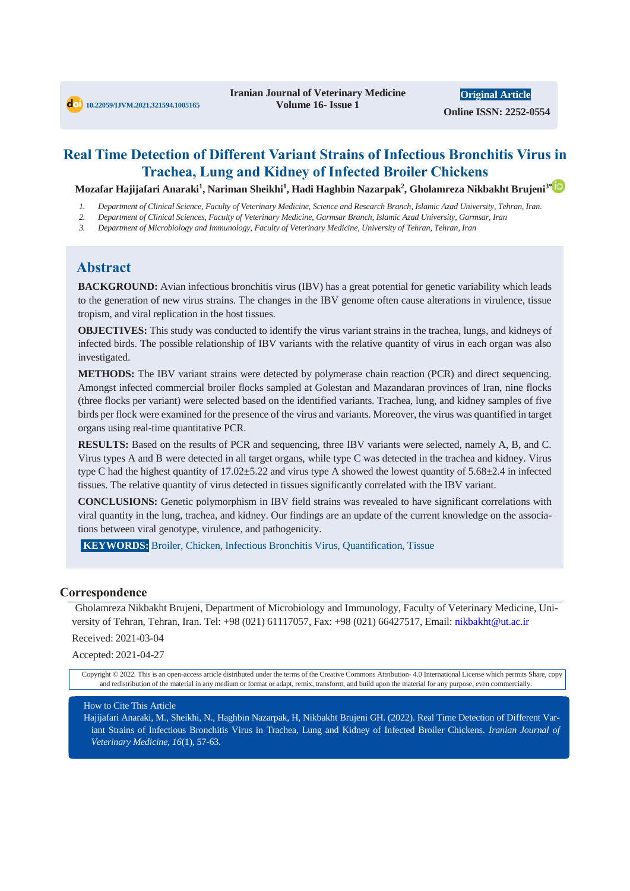10.22059/IJVM.2021.321594.1005165

Iranian Journal of Veterinary Medicine
Volume 16- Issue 1

Original Article

Online ISSN: 2252-0554

# Real Time Detection of Different Variant Strains of Infectious Bronchitis Virus in Trachea, Lung and Kidney of Infected Broiler Chickens

**Mozafar Hajijafari Anaraki[1], Nariman Sheikhi[1], Hadi Haghbin Nazarpak[2], Gholamreza Nikbakht Brujeni[3*]**

1. *Department of Clinical Science, Faculty of Veterinary Medicine, Science and Research Branch, Islamic Azad University, Tehran, Iran.*
2. *Department of Clinical Sciences, Faculty of Veterinary Medicine, Garmsar Branch, Islamic Azad University, Garmsar, Iran*
3. *Department of Microbiology and Immunology, Faculty of Veterinary Medicine, University of Tehran, Tehran, Iran*

## Abstract

**BACKGROUND:** Avian infectious bronchitis virus (IBV) has a great potential for genetic variability which leads to the generation of new virus strains. The changes in the IBV genome often cause alterations in virulence, tissue tropism, and viral replication in the host tissues.

**OBJECTIVES:** This study was conducted to identify the virus variant strains in the trachea, lungs, and kidneys of infected birds. The possible relationship of IBV variants with the relative quantity of virus in each organ was also investigated.

**METHODS:** The IBV variant strains were detected by polymerase chain reaction (PCR) and direct sequencing. Amongst infected commercial broiler flocks sampled at Golestan and Mazandaran provinces of Iran, nine flocks (three flocks per variant) were selected based on the identified variants. Trachea, lung, and kidney samples of five birds per flock were examined for the presence of the virus and variants. Moreover, the virus was quantified in target organs using real-time quantitative PCR.

**RESULTS:** Based on the results of PCR and sequencing, three IBV variants were selected, namely A, B, and C. Virus types A and B were detected in all target organs, while type C was detected in the trachea and kidney. Virus type C had the highest quantity of $17.02\pm5.22$ and virus type A showed the lowest quantity of $5.68\pm2.4$ in infected tissues. The relative quantity of virus detected in tissues significantly correlated with the IBV variant.

**CONCLUSIONS:** Genetic polymorphism in IBV field strains was revealed to have significant correlations with viral quantity in the lung, trachea, and kidney. Our findings are an update of the current knowledge on the associations between viral genotype, virulence, and pathogenicity.

**KEYWORDS:** Broiler, Chicken, Infectious Bronchitis Virus, Quantification, Tissue

## Correspondence

Gholamreza Nikbakht Brujeni, Department of Microbiology and Immunology, Faculty of Veterinary Medicine, University of Tehran, Tehran, Iran. Tel: +98 (021) 61117057, Fax: +98 (021) 66427517, Email: nikbakht@ut.ac.ir

Received: 2021-03-04

Accepted: 2021-04-27

Copyright © 2022. This is an open-access article distributed under the terms of the Creative Commons Attribution- 4.0 International License which permits Share, copy and redistribution of the material in any medium or format or adapt, remix, transform, and build upon the material for any purpose, even commercially.

How to Cite This Article

Hajijafari Anaraki, M., Sheikhi, N., Haghbin Nazarpak, H, Nikbakht Brujeni GH. (2022). Real Time Detection of Different Variant Strains of Infectious Bronchitis Virus in Trachea, Lung and Kidney of Infected Broiler Chickens. *Iranian Journal of Veterinary Medicine*, *16*(1), 57-63.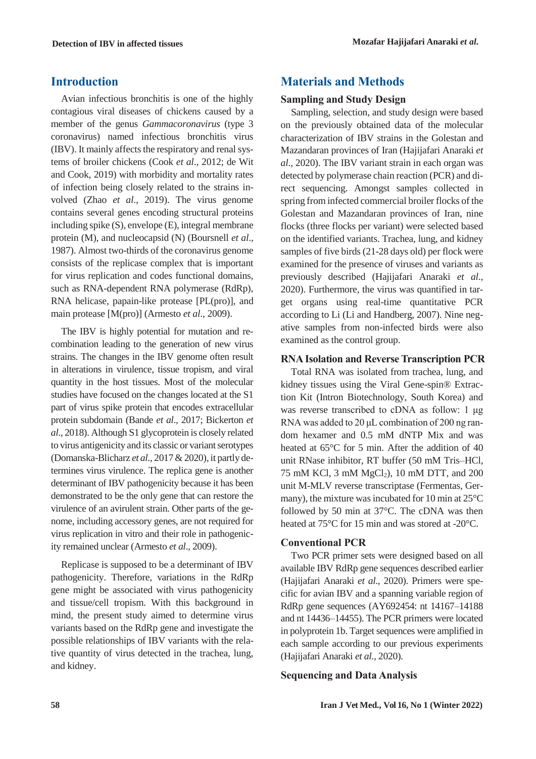## Introduction

Avian infectious bronchitis is one of the highly contagious viral diseases of chickens caused by a member of the genus *Gammacoronavirus* (type 3 coronavirus) named infectious bronchitis virus (IBV). It mainly affects the respiratory and renal systems of broiler chickens (Cook *et al*., 2012; de Wit and Cook, 2019) with morbidity and mortality rates of infection being closely related to the strains involved (Zhao *et al*., 2019). The virus genome contains several genes encoding structural proteins including spike (S), envelope (E), integral membrane protein (M), and nucleocapsid (N) (Boursnell *et al*., 1987). Almost two-thirds of the coronavirus genome consists of the replicase complex that is important for virus replication and codes functional domains, such as RNA-dependent RNA polymerase (RdRp), RNA helicase, papain-like protease [PL(pro)], and main protease [M(pro)] (Armesto *et al*., 2009).

The IBV is highly potential for mutation and recombination leading to the generation of new virus strains. The changes in the IBV genome often result in alterations in virulence, tissue tropism, and viral quantity in the host tissues. Most of the molecular studies have focused on the changes located at the S1 part of virus spike protein that encodes extracellular protein subdomain (Bande *et al*., 2017; Bickerton *et al*., 2018). Although S1 glycoprotein is closely related to virus antigenicity and its classic or variant serotypes (Domanska-Blicharz *et al*., 2017 & 2020), it partly determines virus virulence. The replica gene is another determinant of IBV pathogenicity because it has been demonstrated to be the only gene that can restore the virulence of an avirulent strain. Other parts of the genome, including accessory genes, are not required for virus replication in vitro and their role in pathogenicity remained unclear (Armesto *et al*., 2009).

Replicase is supposed to be a determinant of IBV pathogenicity. Therefore, variations in the RdRp gene might be associated with virus pathogenicity and tissue/cell tropism. With this background in mind, the present study aimed to determine virus variants based on the RdRp gene and investigate the possible relationships of IBV variants with the relative quantity of virus detected in the trachea, lung, and kidney.

## Materials and Methods

### Sampling and Study Design

Sampling, selection, and study design were based on the previously obtained data of the molecular characterization of IBV strains in the Golestan and Mazandaran provinces of Iran (Hajijafari Anaraki *et al*., 2020). The IBV variant strain in each organ was detected by polymerase chain reaction (PCR) and direct sequencing. Amongst samples collected in spring from infected commercial broiler flocks of the Golestan and Mazandaran provinces of Iran, nine flocks (three flocks per variant) were selected based on the identified variants. Trachea, lung, and kidney samples of five birds (21-28 days old) per flock were examined for the presence of viruses and variants as previously described (Hajijafari Anaraki *et al*., 2020). Furthermore, the virus was quantified in target organs using real-time quantitative PCR according to Li (Li and Handberg, 2007). Nine negative samples from non-infected birds were also examined as the control group.

### RNA Isolation and Reverse Transcription PCR

Total RNA was isolated from trachea, lung, and kidney tissues using the Viral Gene-spin® Extraction Kit (Intron Biotechnology, South Korea) and was reverse transcribed to cDNA as follow: 1 μg RNA was added to 20 μL combination of 200 ng random hexamer and 0.5 mM dNTP Mix and was heated at 65°C for 5 min. After the addition of 40 unit RNase inhibitor, RT buffer (50 mM Tris–HCl, 75 mM KCl, 3 mM $MgCl_2$), 10 mM DTT, and 200 unit M-MLV reverse transcriptase (Fermentas, Germany), the mixture was incubated for 10 min at 25°C followed by 50 min at 37°C. The cDNA was then heated at 75°C for 15 min and was stored at -20°C.

### Conventional PCR

Two PCR primer sets were designed based on all available IBV RdRp gene sequences described earlier (Hajijafari Anaraki *et al*., 2020). Primers were specific for avian IBV and a spanning variable region of RdRp gene sequences (AY692454: nt 14167–14188 and nt 14436–14455). The PCR primers were located in polyprotein 1b. Target sequences were amplified in each sample according to our previous experiments (Hajijafari Anaraki *et al*., 2020).

### Sequencing and Data Analysis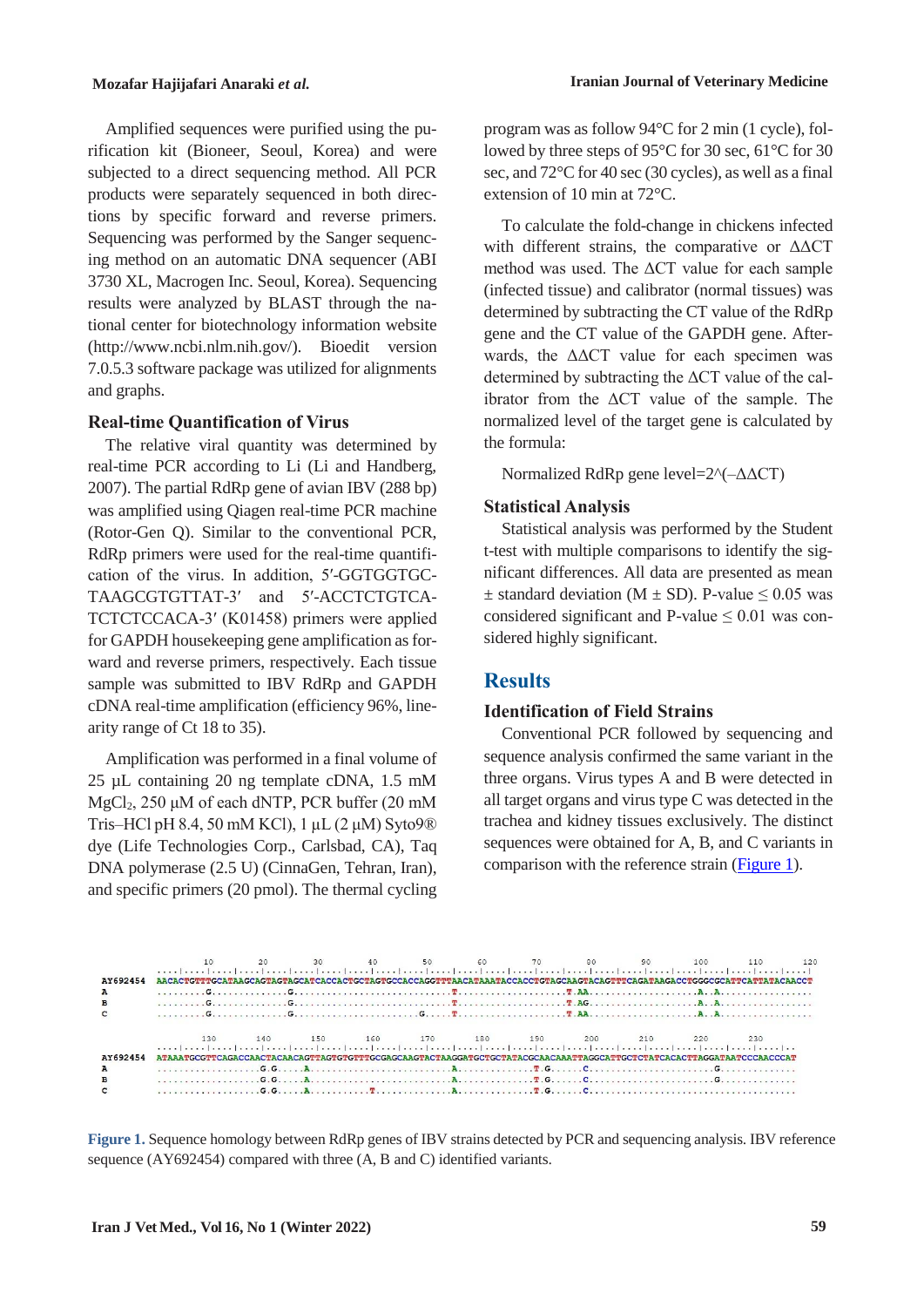Amplified sequences were purified using the purification kit (Bioneer, Seoul, Korea) and were subjected to a direct sequencing method. All PCR products were separately sequenced in both directions by specific forward and reverse primers. Sequencing was performed by the Sanger sequencing method on an automatic DNA sequencer (ABI 3730 XL, Macrogen Inc. Seoul, Korea). Sequencing results were analyzed by BLAST through the national center for biotechnology information website (http://www.ncbi.nlm.nih.gov/). Bioedit version 7.0.5.3 software package was utilized for alignments and graphs.

### Real-time Quantification of Virus

The relative viral quantity was determined by real-time PCR according to Li (Li and Handberg, 2007). The partial RdRp gene of avian IBV (288 bp) was amplified using Qiagen real-time PCR machine (Rotor-Gen Q). Similar to the conventional PCR, RdRp primers were used for the real-time quantification of the virus. In addition, 5′-GGTGGTGCTAAGCGTGTTAT-3′ and 5′-ACCTCTGTCATCTCTCCACA-3′ (K01458) primers were applied for GAPDH housekeeping gene amplification as forward and reverse primers, respectively. Each tissue sample was submitted to IBV RdRp and GAPDH cDNA real-time amplification (efficiency 96%, linearity range of Ct 18 to 35).

Amplification was performed in a final volume of 25 µL containing 20 ng template cDNA, 1.5 mM $MgCl_2$, 250 µM of each dNTP, PCR buffer (20 mM Tris–HCl pH 8.4, 50 mM KCl), 1 µL (2 µM) Syto9® dye (Life Technologies Corp., Carlsbad, CA), Taq DNA polymerase (2.5 U) (CinnaGen, Tehran, Iran), and specific primers (20 pmol). The thermal cycling program was as follow 94°C for 2 min (1 cycle), followed by three steps of 95°C for 30 sec, 61°C for 30 sec, and 72°C for 40 sec (30 cycles), as well as a final extension of 10 min at 72°C.

To calculate the fold-change in chickens infected with different strains, the comparative or ΔΔCT method was used. The ΔCT value for each sample (infected tissue) and calibrator (normal tissues) was determined by subtracting the CT value of the RdRp gene and the CT value of the GAPDH gene. Afterwards, the ΔΔCT value for each specimen was determined by subtracting the ΔCT value of the calibrator from the ΔCT value of the sample. The normalized level of the target gene is calculated by the formula:

Normalized RdRp gene level=$2^{(-\Delta\Delta CT)}$

### Statistical Analysis

Statistical analysis was performed by the Student t-test with multiple comparisons to identify the significant differences. All data are presented as mean ± standard deviation (M ± SD). P-value ≤ 0.05 was considered significant and P-value ≤ 0.01 was considered highly significant.

## Results

### Identification of Field Strains

Conventional PCR followed by sequencing and sequence analysis confirmed the same variant in the three organs. Virus types A and B were detected in all target organs and virus type C was detected in the trachea and kidney tissues exclusively. The distinct sequences were obtained for A, B, and C variants in comparison with the reference strain (Figure 1).

```
                  10        20        30        40        50        60        70        80        90       100       110       120
AY692454  AACACTGTTTGCATAAGCAGTAGTAGCATCACCACTGCTAGTGCCACCAGGTTTAACATAAATACCACCTGTAGCAAGTACAGTTTCAGATAAGACCTGGGCGCATTCATTATACAACCT
A         .........G..............G............................T...................T.AA...................A..A................
B         .........G..............G............................T...................T.AG...................A..A................
C         .........G..............G.......................G.....T...................T.AA...................A..A................

                 130       140       150       160       170       180       190       200       210       220       230
AY692454  ATAAATGCGTTCAGACCAACTACAACAGTTAGTGTGTTTGCGAGCAAGTACTAAGGATGCTGCTATACGCAACAAATTAGGCATTGCTCTATCACACTTAGGATAATCCCAACCCAT
A         ...................G.G.....A.........................A.............T.G......C.......................G............
B         ...................G.G.....A.........................A.............T.G......C.......................G............
C         ...................G.G.....A...........T..............A.............T.G......C....................................
```

**Figure 1.** Sequence homology between RdRp genes of IBV strains detected by PCR and sequencing analysis. IBV reference sequence (AY692454) compared with three (A, B and C) identified variants.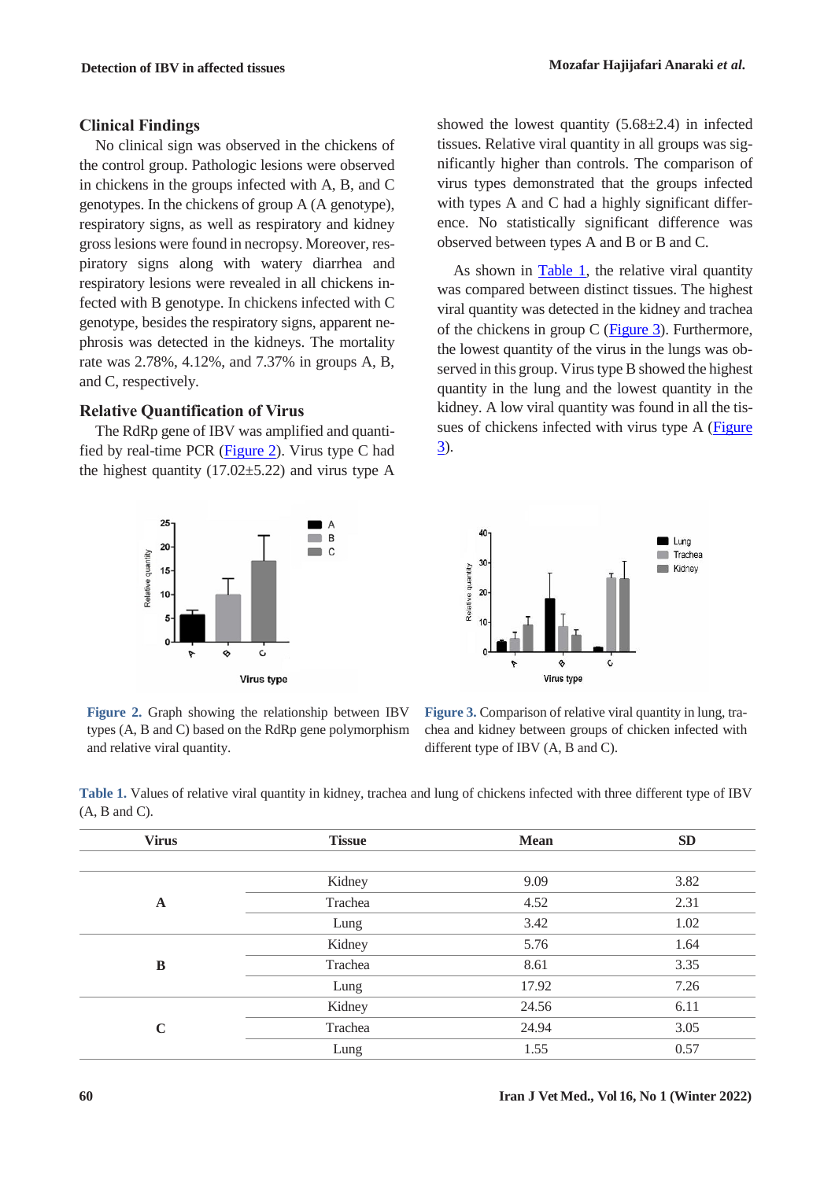## Clinical Findings

No clinical sign was observed in the chickens of the control group. Pathologic lesions were observed in chickens in the groups infected with A, B, and C genotypes. In the chickens of group A (A genotype), respiratory signs, as well as respiratory and kidney gross lesions were found in necropsy. Moreover, respiratory signs along with watery diarrhea and respiratory lesions were revealed in all chickens infected with B genotype. In chickens infected with C genotype, besides the respiratory signs, apparent nephrosis was detected in the kidneys. The mortality rate was 2.78%, 4.12%, and 7.37% in groups A, B, and C, respectively.

## Relative Quantification of Virus

The RdRp gene of IBV was amplified and quantified by real-time PCR (Figure 2). Virus type C had the highest quantity (17.02±5.22) and virus type A showed the lowest quantity (5.68±2.4) in infected tissues. Relative viral quantity in all groups was significantly higher than controls. The comparison of virus types demonstrated that the groups infected with types A and C had a highly significant difference. No statistically significant difference was observed between types A and B or B and C.

As shown in Table 1, the relative viral quantity was compared between distinct tissues. The highest viral quantity was detected in the kidney and trachea of the chickens in group C (Figure 3). Furthermore, the lowest quantity of the virus in the lungs was observed in this group. Virus type B showed the highest quantity in the lung and the lowest quantity in the kidney. A low viral quantity was found in all the tissues of chickens infected with virus type A (Figure 3).

**Figure 2.** Graph showing the relationship between IBV types (A, B and C) based on the RdRp gene polymorphism and relative viral quantity.

**Figure 3.** Comparison of relative viral quantity in lung, trachea and kidney between groups of chicken infected with different type of IBV (A, B and C).

**Table 1.** Values of relative viral quantity in kidney, trachea and lung of chickens infected with three different type of IBV (A, B and C).

| Virus | Tissue | Mean | SD |
|---|---|---|---|
| A | Kidney | 9.09 | 3.82 |
| | Trachea | 4.52 | 2.31 |
| | Lung | 3.42 | 1.02 |
| B | Kidney | 5.76 | 1.64 |
| | Trachea | 8.61 | 3.35 |
| | Lung | 17.92 | 7.26 |
| C | Kidney | 24.56 | 6.11 |
| | Trachea | 24.94 | 3.05 |
| | Lung | 1.55 | 0.57 |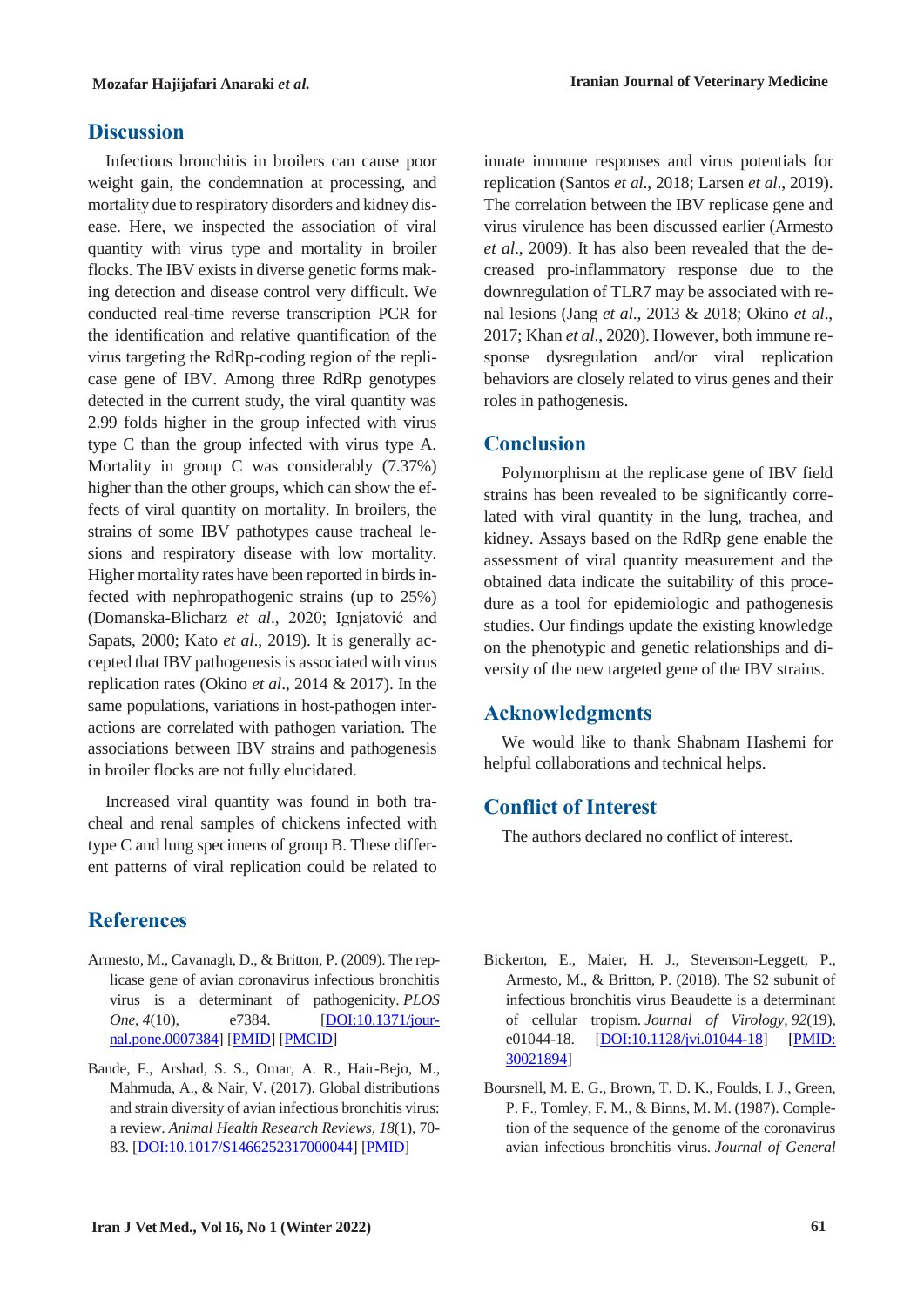## Discussion

Infectious bronchitis in broilers can cause poor weight gain, the condemnation at processing, and mortality due to respiratory disorders and kidney disease. Here, we inspected the association of viral quantity with virus type and mortality in broiler flocks. The IBV exists in diverse genetic forms making detection and disease control very difficult. We conducted real-time reverse transcription PCR for the identification and relative quantification of the virus targeting the RdRp-coding region of the replicase gene of IBV. Among three RdRp genotypes detected in the current study, the viral quantity was 2.99 folds higher in the group infected with virus type C than the group infected with virus type A. Mortality in group C was considerably (7.37%) higher than the other groups, which can show the effects of viral quantity on mortality. In broilers, the strains of some IBV pathotypes cause tracheal lesions and respiratory disease with low mortality. Higher mortality rates have been reported in birds infected with nephropathogenic strains (up to 25%) (Domanska-Blicharz *et al*., 2020; Ignjatović and Sapats, 2000; Kato *et al*., 2019). It is generally accepted that IBV pathogenesis is associated with virus replication rates (Okino *et al*., 2014 & 2017). In the same populations, variations in host-pathogen interactions are correlated with pathogen variation. The associations between IBV strains and pathogenesis in broiler flocks are not fully elucidated.

Increased viral quantity was found in both tracheal and renal samples of chickens infected with type C and lung specimens of group B. These different patterns of viral replication could be related to innate immune responses and virus potentials for replication (Santos *et al*., 2018; Larsen *et al*., 2019). The correlation between the IBV replicase gene and virus virulence has been discussed earlier (Armesto *et al*., 2009). It has also been revealed that the decreased pro-inflammatory response due to the downregulation of TLR7 may be associated with renal lesions (Jang *et al*., 2013 & 2018; Okino *et al*., 2017; Khan *et al*., 2020). However, both immune response dysregulation and/or viral replication behaviors are closely related to virus genes and their roles in pathogenesis.

## Conclusion

Polymorphism at the replicase gene of IBV field strains has been revealed to be significantly correlated with viral quantity in the lung, trachea, and kidney. Assays based on the RdRp gene enable the assessment of viral quantity measurement and the obtained data indicate the suitability of this procedure as a tool for epidemiologic and pathogenesis studies. Our findings update the existing knowledge on the phenotypic and genetic relationships and diversity of the new targeted gene of the IBV strains.

## Acknowledgments

We would like to thank Shabnam Hashemi for helpful collaborations and technical helps.

## Conflict of Interest

The authors declared no conflict of interest.

## References

Armesto, M., Cavanagh, D., & Britton, P. (2009). The replicase gene of avian coronavirus infectious bronchitis virus is a determinant of pathogenicity. *PLOS One*, *4*(10), e7384. [DOI:10.1371/journal.pone.0007384] [PMID] [PMCID]

Bande, F., Arshad, S. S., Omar, A. R., Hair-Bejo, M., Mahmuda, A., & Nair, V. (2017). Global distributions and strain diversity of avian infectious bronchitis virus: a review. *Animal Health Research Reviews*, *18*(1), 70-83. [DOI:10.1017/S1466252317000044] [PMID]

Bickerton, E., Maier, H. J., Stevenson-Leggett, P., Armesto, M., & Britton, P. (2018). The S2 subunit of infectious bronchitis virus Beaudette is a determinant of cellular tropism. *Journal of Virology*, *92*(19), e01044-18. [DOI:10.1128/jvi.01044-18] [PMID: 30021894]

Boursnell, M. E. G., Brown, T. D. K., Foulds, I. J., Green, P. F., Tomley, F. M., & Binns, M. M. (1987). Completion of the sequence of the genome of the coronavirus avian infectious bronchitis virus. *Journal of General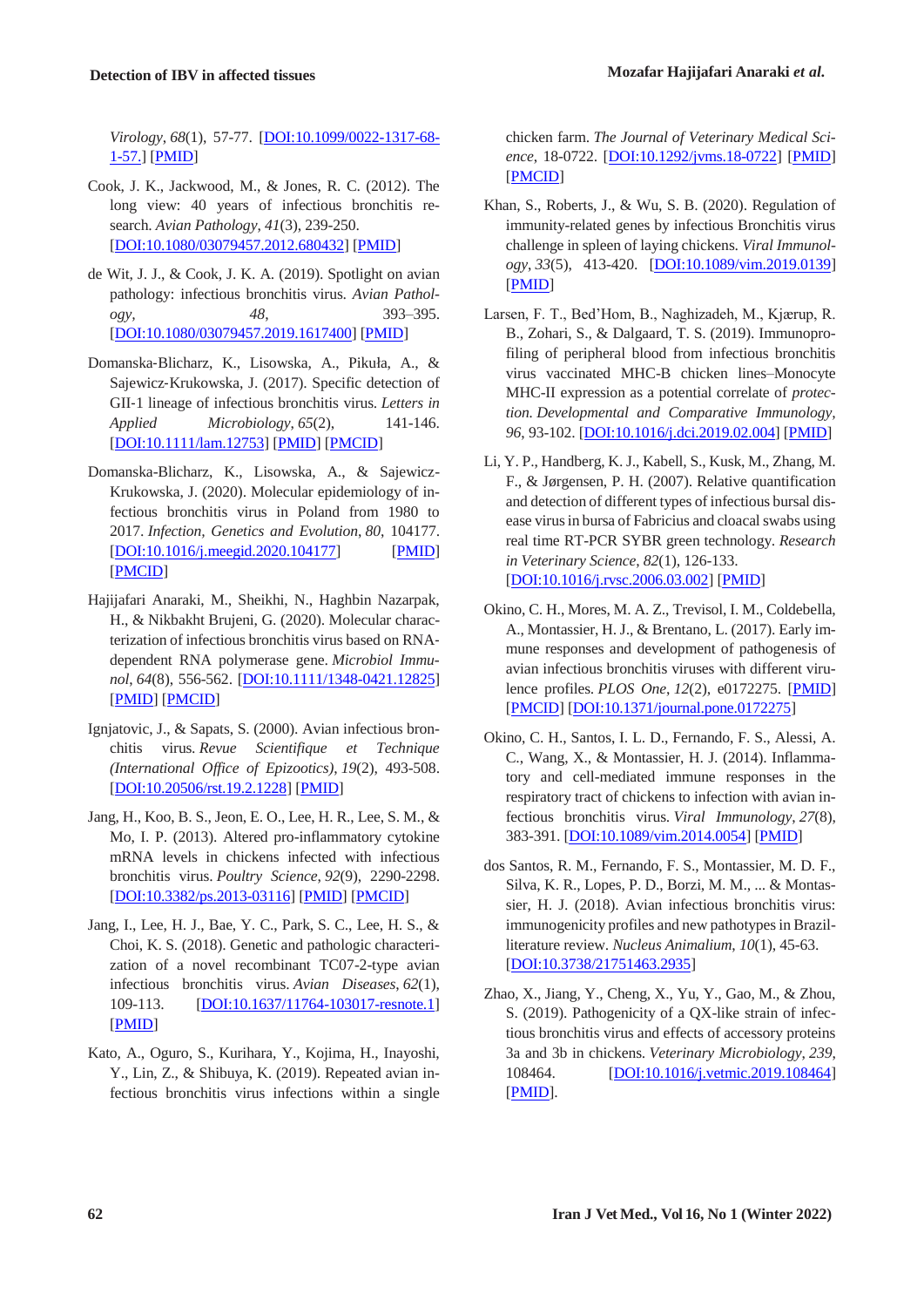*Virology*, *68*(1), 57-77. [DOI:10.1099/0022-1317-68-1-57.] [PMID]

Cook, J. K., Jackwood, M., & Jones, R. C. (2012). The long view: 40 years of infectious bronchitis research. *Avian Pathology*, *41*(3), 239-250. [DOI:10.1080/03079457.2012.680432] [PMID]

de Wit, J. J., & Cook, J. K. A. (2019). Spotlight on avian pathology: infectious bronchitis virus. *Avian Pathology*, *48*, 393–395. [DOI:10.1080/03079457.2019.1617400] [PMID]

Domanska-Blicharz, K., Lisowska, A., Pikuła, A., & Sajewicz-Krukowska, J. (2017). Specific detection of GII-1 lineage of infectious bronchitis virus. *Letters in Applied Microbiology*, *65*(2), 141-146. [DOI:10.1111/lam.12753] [PMID] [PMCID]

Domanska-Blicharz, K., Lisowska, A., & Sajewicz-Krukowska, J. (2020). Molecular epidemiology of infectious bronchitis virus in Poland from 1980 to 2017. *Infection, Genetics and Evolution*, *80*, 104177. [DOI:10.1016/j.meegid.2020.104177] [PMID] [PMCID]

Hajijafari Anaraki, M., Sheikhi, N., Haghbin Nazarpak, H., & Nikbakht Brujeni, G. (2020). Molecular characterization of infectious bronchitis virus based on RNA-dependent RNA polymerase gene. *Microbiol Immunol*, *64*(8), 556-562. [DOI:10.1111/1348-0421.12825] [PMID] [PMCID]

Ignjatovic, J., & Sapats, S. (2000). Avian infectious bronchitis virus. *Revue Scientifique et Technique (International Office of Epizootics)*, *19*(2), 493-508. [DOI:10.20506/rst.19.2.1228] [PMID]

Jang, H., Koo, B. S., Jeon, E. O., Lee, H. R., Lee, S. M., & Mo, I. P. (2013). Altered pro-inflammatory cytokine mRNA levels in chickens infected with infectious bronchitis virus. *Poultry Science*, *92*(9), 2290-2298. [DOI:10.3382/ps.2013-03116] [PMID] [PMCID]

Jang, I., Lee, H. J., Bae, Y. C., Park, S. C., Lee, H. S., & Choi, K. S. (2018). Genetic and pathologic characterization of a novel recombinant TC07-2-type avian infectious bronchitis virus. *Avian Diseases*, *62*(1), 109-113. [DOI:10.1637/11764-103017-resnote.1] [PMID]

Kato, A., Oguro, S., Kurihara, Y., Kojima, H., Inayoshi, Y., Lin, Z., & Shibuya, K. (2019). Repeated avian infectious bronchitis virus infections within a single chicken farm. *The Journal of Veterinary Medical Science*, 18-0722. [DOI:10.1292/jvms.18-0722] [PMID] [PMCID]

Khan, S., Roberts, J., & Wu, S. B. (2020). Regulation of immunity-related genes by infectious Bronchitis virus challenge in spleen of laying chickens. *Viral Immunology*, *33*(5), 413-420. [DOI:10.1089/vim.2019.0139] [PMID]

Larsen, F. T., Bed'Hom, B., Naghizadeh, M., Kjærup, R. B., Zohari, S., & Dalgaard, T. S. (2019). Immunoprofiling of peripheral blood from infectious bronchitis virus vaccinated MHC-B chicken lines–Monocyte MHC-II expression as a potential correlate of *protection. Developmental and Comparative Immunology*, *96*, 93-102. [DOI:10.1016/j.dci.2019.02.004] [PMID]

Li, Y. P., Handberg, K. J., Kabell, S., Kusk, M., Zhang, M. F., & Jørgensen, P. H. (2007). Relative quantification and detection of different types of infectious bursal disease virus in bursa of Fabricius and cloacal swabs using real time RT-PCR SYBR green technology. *Research in Veterinary Science*, *82*(1), 126-133. [DOI:10.1016/j.rvsc.2006.03.002] [PMID]

Okino, C. H., Mores, M. A. Z., Trevisol, I. M., Coldebella, A., Montassier, H. J., & Brentano, L. (2017). Early immune responses and development of pathogenesis of avian infectious bronchitis viruses with different virulence profiles. *PLOS One*, *12*(2), e0172275. [PMID] [PMCID] [DOI:10.1371/journal.pone.0172275]

Okino, C. H., Santos, I. L. D., Fernando, F. S., Alessi, A. C., Wang, X., & Montassier, H. J. (2014). Inflammatory and cell-mediated immune responses in the respiratory tract of chickens to infection with avian infectious bronchitis virus. *Viral Immunology*, *27*(8), 383-391. [DOI:10.1089/vim.2014.0054] [PMID]

dos Santos, R. M., Fernando, F. S., Montassier, M. D. F., Silva, K. R., Lopes, P. D., Borzi, M. M., ... & Montassier, H. J. (2018). Avian infectious bronchitis virus: immunogenicity profiles and new pathotypes in Brazil-literature review. *Nucleus Animalium*, *10*(1), 45-63. [DOI:10.3738/21751463.2935]

Zhao, X., Jiang, Y., Cheng, X., Yu, Y., Gao, M., & Zhou, S. (2019). Pathogenicity of a QX-like strain of infectious bronchitis virus and effects of accessory proteins 3a and 3b in chickens. *Veterinary Microbiology*, *239*, 108464. [DOI:10.1016/j.vetmic.2019.108464] [PMID].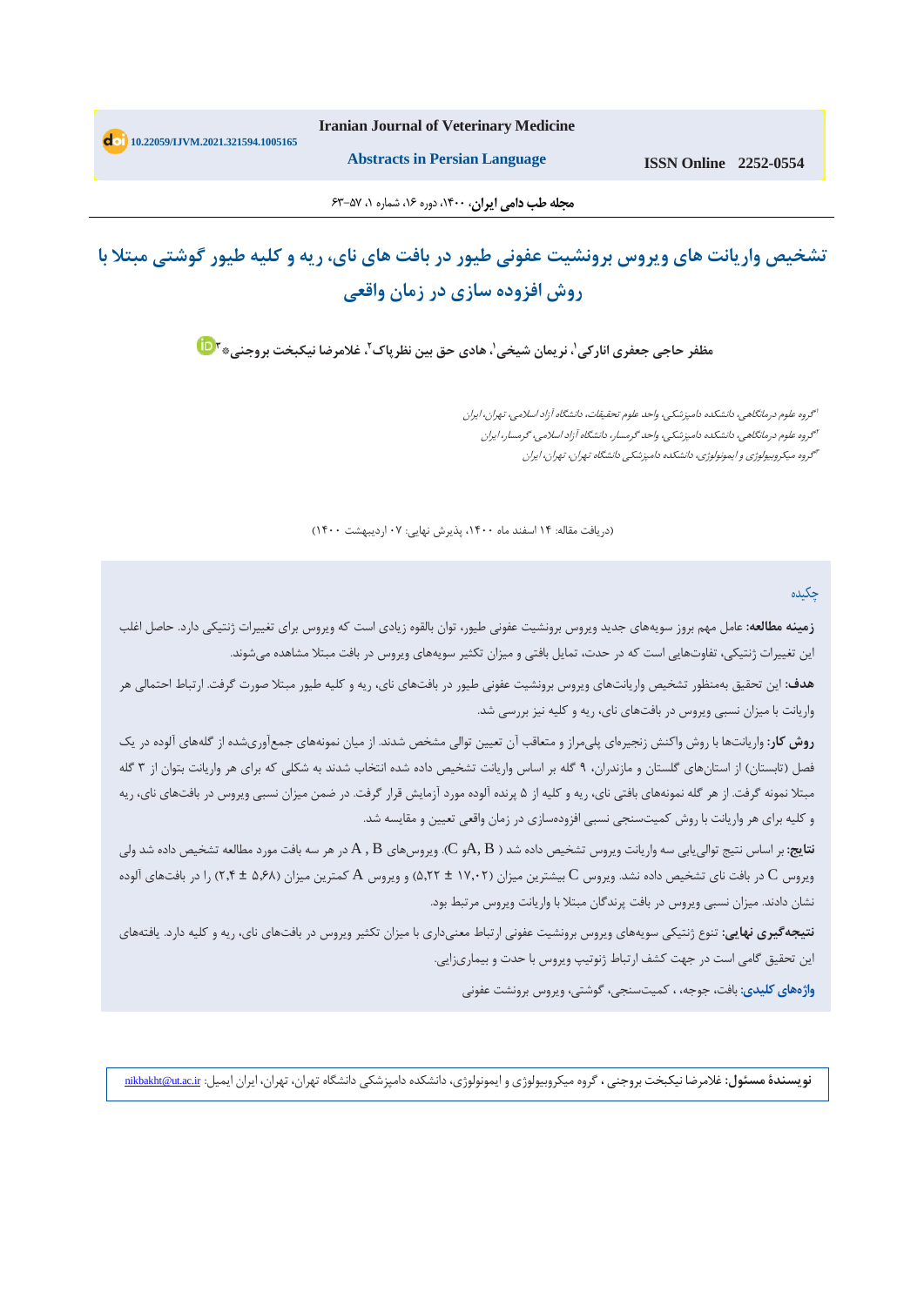10.22059/IJVM.2021.321594.1005165

Iranian Journal of Veterinary Medicine

Abstracts in Persian Language

ISSN Online 2252-0554

**مجله طب دامی ایران**، ۱۴۰۰، دوره ۱۶، شماره ۱، ۵۷-۶۳

# تشخیص واریانت های ویروس برونشیت عفونی طیور در بافت های نای، ریه و کلیه طیور گوشتی مبتلا با روش افزوده سازی در زمان واقعی

**مظفر حاجی جعفری انارکی[1]، نریمان شیخی[1]، هادی حق بین نظرپاک[2]، غلامرضا نیکبخت بروجنی*[3]**

[1]گروه علوم درمانگاهی، دانشکده دامپزشکی، واحد علوم تحقیقات، دانشگاه آزاد اسلامی، تهران، ایران

[2]گروه علوم درمانگاهی، دانشکده دامپزشکی، واحد گرمسار، دانشگاه آزاد اسلامی، گرمسار، ایران

[3]گروه میکروبیولوژی و ایمونولوژی، دانشکده دامپزشکی دانشگاه تهران، تهران، ایران

(دریافت مقاله: ۱۴ اسفند ماه ۱۴۰۰، پذیرش نهایی: ۰۷ اردیبهشت ۱۴۰۰)

## چکیده

**زمینه مطالعه:** عامل مهم بروز سویه‌های جدید ویروس برونشیت عفونی طیور، توان بالقوه زیادی است که ویروس برای تغییرات ژنتیکی دارد. حاصل اغلب این تغییرات ژنتیکی، تفاوت‌هایی است که در حدت، تمایل بافتی و میزان تکثیر سویه‌های ویروس در بافت مبتلا مشاهده می‌شوند.

**هدف:** این تحقیق به‌منظور تشخیص واریانت‌های ویروس برونشیت عفونی طیور در بافت‌های نای، ریه و کلیه طیور مبتلا صورت گرفت. ارتباط احتمالی هر واریانت با میزان نسبی ویروس در بافت‌های نای، ریه و کلیه نیز بررسی شد.

**روش کار:** واریانت‌ها با روش واکنش زنجیره‌ای پلی‌مراز و متعاقب آن تعیین توالی مشخص شدند. از میان نمونه‌های جمع‌آوری‌شده از گله‌های آلوده در یک فصل (تابستان) از استان‌های گلستان و مازندران، ۹ گله بر اساس واریانت تشخیص داده شده انتخاب شدند به شکلی که برای هر واریانت بتوان از ۳ گله مبتلا نمونه گرفت. از هر گله نمونه‌های بافتی نای، ریه و کلیه از ۵ پرنده آلوده مورد آزمایش قرار گرفت. در ضمن میزان نسبی ویروس در بافت‌های نای، ریه و کلیه برای هر واریانت با روش کمیت‌سنجی نسبی افزوده‌سازی در زمان واقعی تعیین و مقایسه شد.

**نتایج:** بر اساس نتیج توالی‌یابی سه واریانت ویروس تشخیص داده شد (A, B و C). ویروس‌های A , B در هر سه بافت مورد مطالعه تشخیص داده شد ولی ویروس C در بافت نای تشخیص داده نشد. ویروس C بیشترین میزان (۱۷،۰۲ ± ۵،۲۲) و ویروس A کمترین میزان (۵،۶۸ ± ۲،۴) را در بافت‌های آلوده نشان دادند. میزان نسبی ویروس در بافت پرندگان مبتلا با واریانت ویروس مرتبط بود.

**نتیجه‌گیری نهایی:** تنوع ژنتیکی سویه‌های ویروس برونشیت عفونی ارتباط معنی‌داری با میزان تکثیر ویروس در بافت‌های نای، ریه و کلیه دارد. یافته‌های این تحقیق گامی است در جهت کشف ارتباط ژنوتیپ ویروس با حدت و بیماری‌زایی.

**واژه‌های کلیدی:** بافت، جوجه، ، کمیت‌سنجی، گوشتی، ویروس برونشت عفونی

**نویسندهٔ مسئول:** غلامرضا نیکبخت بروجنی ، گروه میکروبیولوژی و ایمونولوژی، دانشکده دامپزشکی دانشگاه تهران، تهران، ایران ایمیل: nikbakht@ut.ac.ir